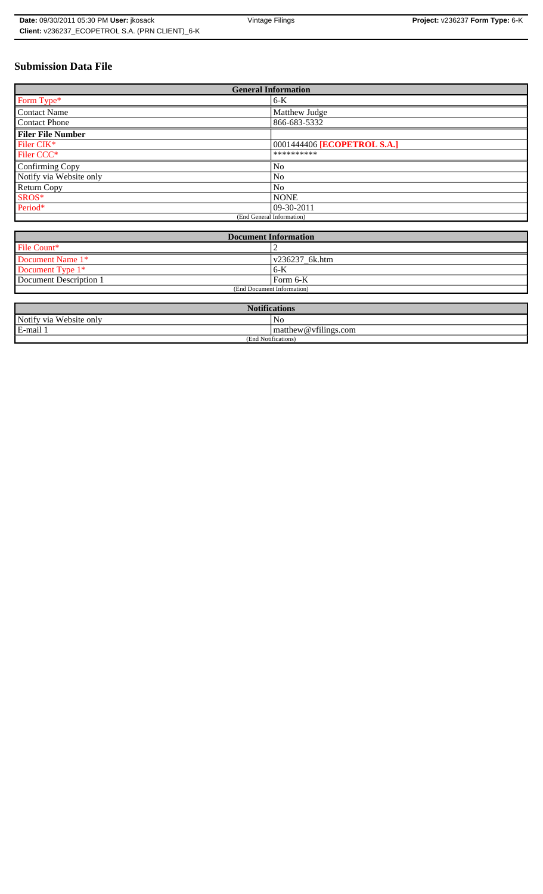# Submission Data File

| General Information | |
|---|---|
| Form Type* | 6-K |
| Contact Name | Matthew Judge |
| Contact Phone | 866-683-5332 |
| **Filer File Number** | |
| Filer CIK* | 0001444406 **[ECOPETROL S.A.]** |
| Filer CCC* | ********** |
| Confirming Copy | No |
| Notify via Website only | No |
| Return Copy | No |
| SROS* | NONE |
| Period* | 09-30-2011 |
| (End General Information) | |

| Document Information | |
|---|---|
| File Count* | 2 |
| Document Name 1* | v236237_6k.htm |
| Document Type 1* | 6-K |
| Document Description 1 | Form 6-K |
| (End Document Information) | |

| Notifications | |
|---|---|
| Notify via Website only | No |
| E-mail 1 | matthew@vfilings.com |
| (End Notifications) | |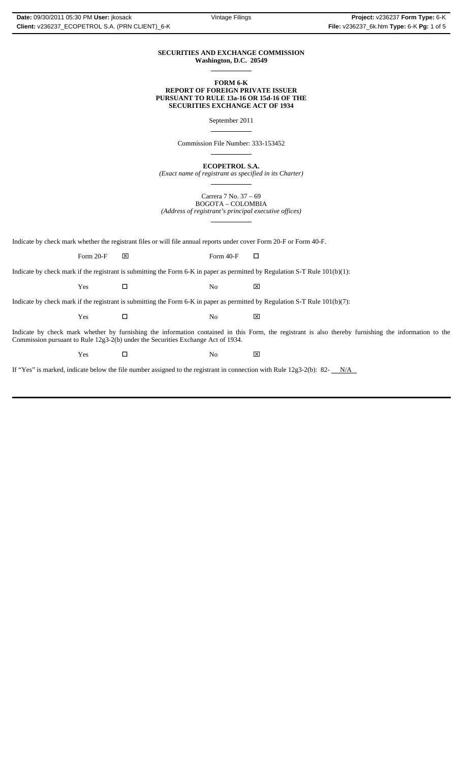**SECURITIES AND EXCHANGE COMMISSION**
**Washington, D.C. 20549**

---

**FORM 6-K**
**REPORT OF FOREIGN PRIVATE ISSUER**
**PURSUANT TO RULE 13a-16 OR 15d-16 OF THE**
**SECURITIES EXCHANGE ACT OF 1934**

September 2011

---

Commission File Number: 333-153452

---

**ECOPETROL S.A.**
*(Exact name of registrant as specified in its Charter)*

---

Carrera 7 No. 37 – 69
BOGOTA – COLOMBIA
*(Address of registrant's principal executive offices)*

---

Indicate by check mark whether the registrant files or will file annual reports under cover Form 20-F or Form 40-F.

Form 20-F ☒ Form 40-F ☐

Indicate by check mark if the registrant is submitting the Form 6-K in paper as permitted by Regulation S-T Rule 101(b)(1):

Yes ☐ No ☒

Indicate by check mark if the registrant is submitting the Form 6-K in paper as permitted by Regulation S-T Rule 101(b)(7):

Yes ☐ No ☒

Indicate by check mark whether by furnishing the information contained in this Form, the registrant is also thereby furnishing the information to the Commission pursuant to Rule 12g3-2(b) under the Securities Exchange Act of 1934.

Yes ☐ No ☒

If "Yes" is marked, indicate below the file number assigned to the registrant in connection with Rule 12g3-2(b): 82- N/A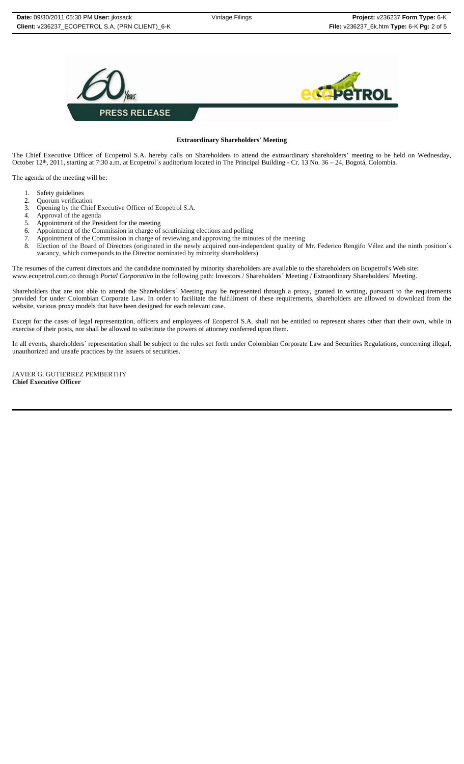PRESS RELEASE

**Extraordinary Shareholders' Meeting**

The Chief Executive Officer of Ecopetrol S.A. hereby calls on Shareholders to attend the extraordinary shareholders' meeting to be held on Wednesday, October 12th, 2011, starting at 7:30 a.m. at Ecopetrol´s auditorium located in The Principal Building - Cr. 13 No. 36 – 24, Bogotá, Colombia.

The agenda of the meeting will be:

1. Safety guidelines
2. Quorum verification
3. Opening by the Chief Executive Officer of Ecopetrol S.A.
4. Approval of the agenda
5. Appointment of the President for the meeting
6. Appointment of the Commission in charge of scrutinizing elections and polling
7. Appointment of the Commission in charge of reviewing and approving the minutes of the meeting
8. Election of the Board of Directors (originated in the newly acquired non-independent quality of Mr. Federico Rengifo Vélez and the ninth position´s vacancy, which corresponds to the Director nominated by minority shareholders)

The resumes of the current directors and the candidate nominated by minority shareholders are available to the shareholders on Ecopetrol's Web site: www.ecopetrol.com.co through *Portal Corporativo* in the following path: Investors / Shareholders´ Meeting / Extraordinary Shareholders´ Meeting.

Shareholders that are not able to attend the Shareholders´ Meeting may be represented through a proxy, granted in writing, pursuant to the requirements provided for under Colombian Corporate Law. In order to facilitate the fulfillment of these requirements, shareholders are allowed to download from the website, various proxy models that have been designed for each relevant case.

Except for the cases of legal representation, officers and employees of Ecopetrol S.A. shall not be entitled to represent shares other than their own, while in exercise of their posts, nor shall be allowed to substitute the powers of attorney conferred upon them.

In all events, shareholders´ representation shall be subject to the rules set forth under Colombian Corporate Law and Securities Regulations, concerning illegal, unauthorized and unsafe practices by the issuers of securities.

JAVIER G. GUTIERREZ PEMBERTHY
**Chief Executive Officer**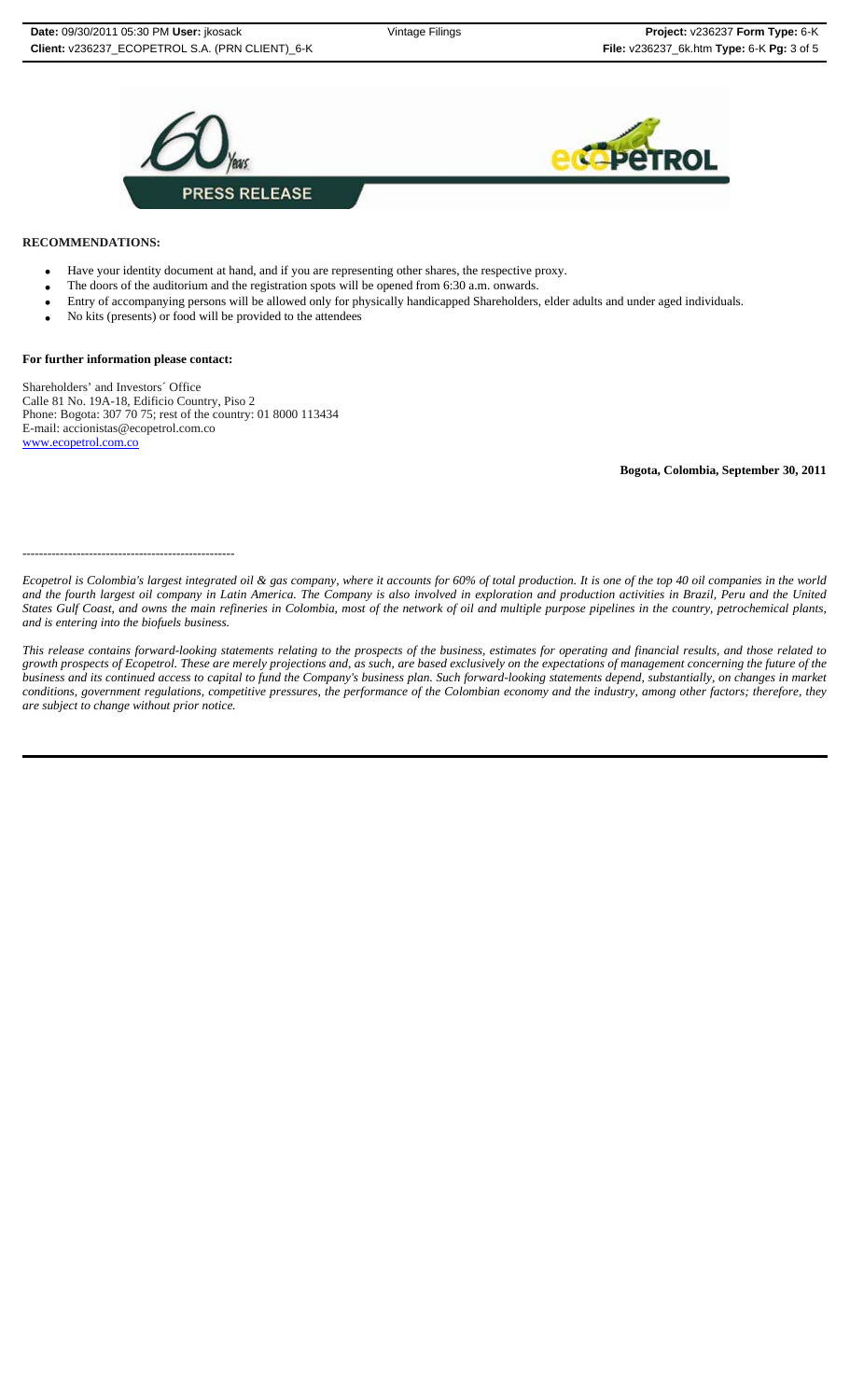**PRESS RELEASE**

**RECOMMENDATIONS:**

- Have your identity document at hand, and if you are representing other shares, the respective proxy.
- The doors of the auditorium and the registration spots will be opened from 6:30 a.m. onwards.
- Entry of accompanying persons will be allowed only for physically handicapped Shareholders, elder adults and under aged individuals.
- No kits (presents) or food will be provided to the attendees

**For further information please contact:**

Shareholders' and Investors´ Office
Calle 81 No. 19A-18, Edificio Country, Piso 2
Phone: Bogota: 307 70 75; rest of the country: 01 8000 113434
E-mail: accionistas@ecopetrol.com.co
www.ecopetrol.com.co

**Bogota, Colombia, September 30, 2011**

---------------------------------------------------

*Ecopetrol is Colombia's largest integrated oil & gas company, where it accounts for 60% of total production. It is one of the top 40 oil companies in the world and the fourth largest oil company in Latin America. The Company is also involved in exploration and production activities in Brazil, Peru and the United States Gulf Coast, and owns the main refineries in Colombia, most of the network of oil and multiple purpose pipelines in the country, petrochemical plants, and is entering into the biofuels business.*

*This release contains forward-looking statements relating to the prospects of the business, estimates for operating and financial results, and those related to growth prospects of Ecopetrol. These are merely projections and, as such, are based exclusively on the expectations of management concerning the future of the business and its continued access to capital to fund the Company's business plan. Such forward-looking statements depend, substantially, on changes in market conditions, government regulations, competitive pressures, the performance of the Colombian economy and the industry, among other factors; therefore, they are subject to change without prior notice.*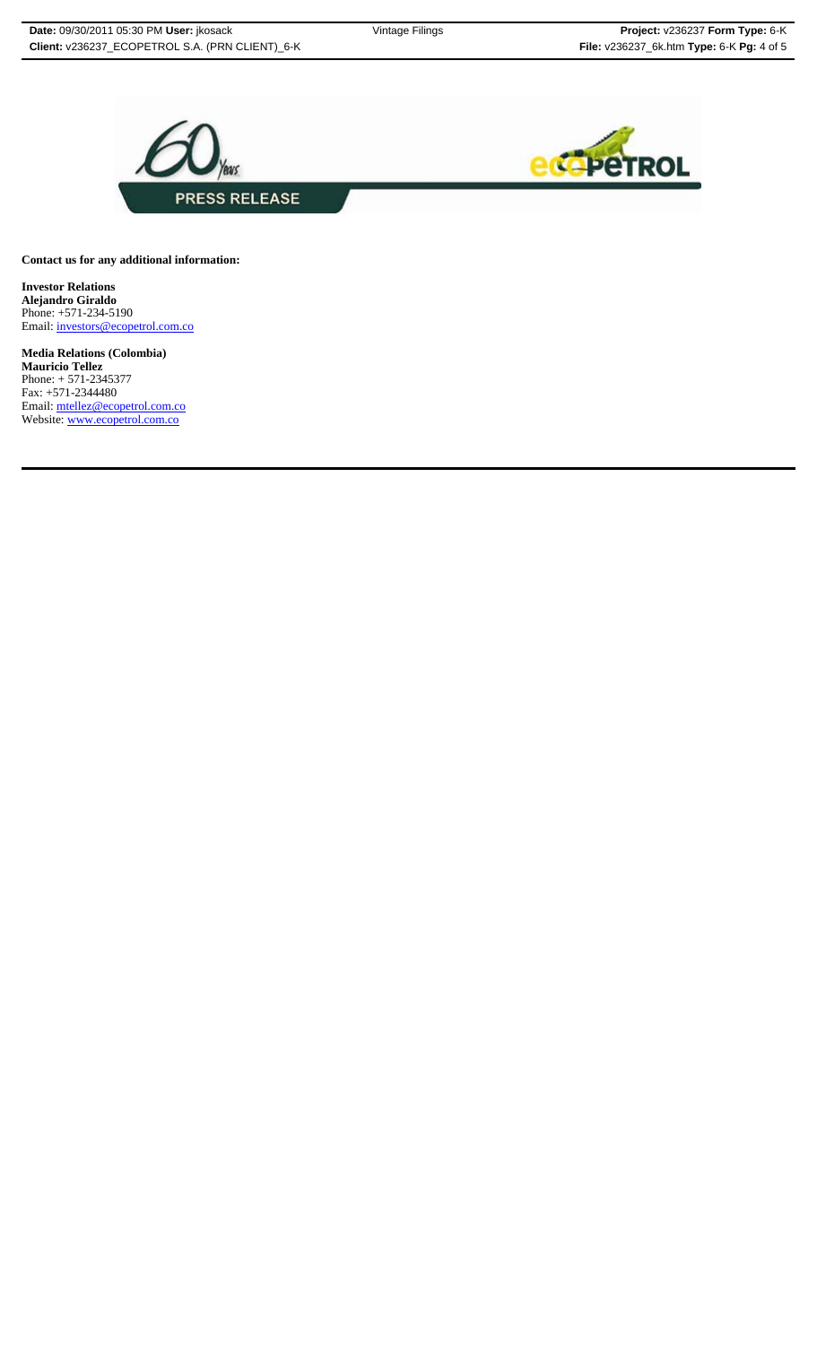**Contact us for any additional information:**

**Investor Relations**
**Alejandro Giraldo**
Phone: +571-234-5190
Email: investors@ecopetrol.com.co

**Media Relations (Colombia)**
**Mauricio Tellez**
Phone: + 571-2345377
Fax: +571-2344480
Email: mtellez@ecopetrol.com.co
Website: www.ecopetrol.com.co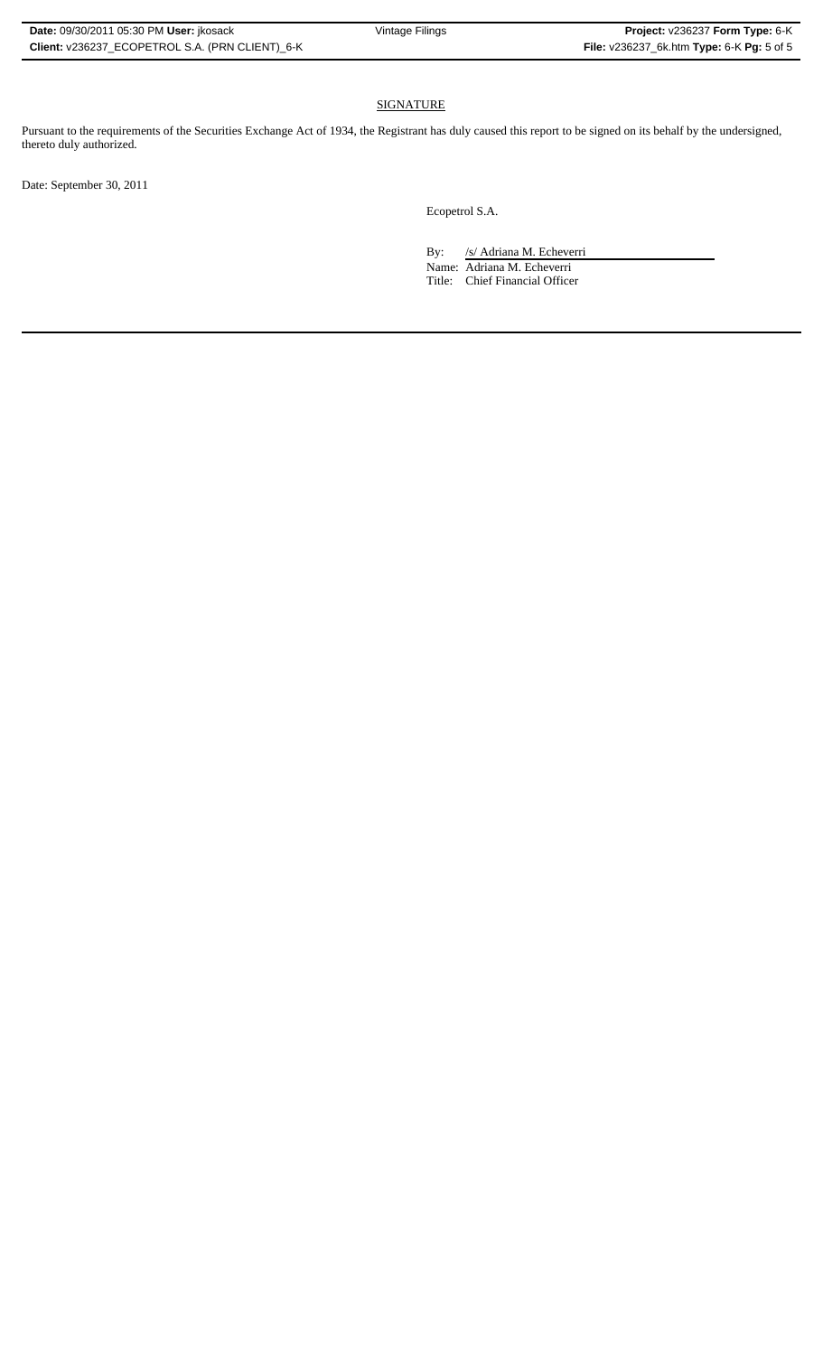SIGNATURE

Pursuant to the requirements of the Securities Exchange Act of 1934, the Registrant has duly caused this report to be signed on its behalf by the undersigned, thereto duly authorized.

Date: September 30, 2011

Ecopetrol S.A.

By: /s/ Adriana M. Echeverri

Name: Adriana M. Echeverri

Title: Chief Financial Officer